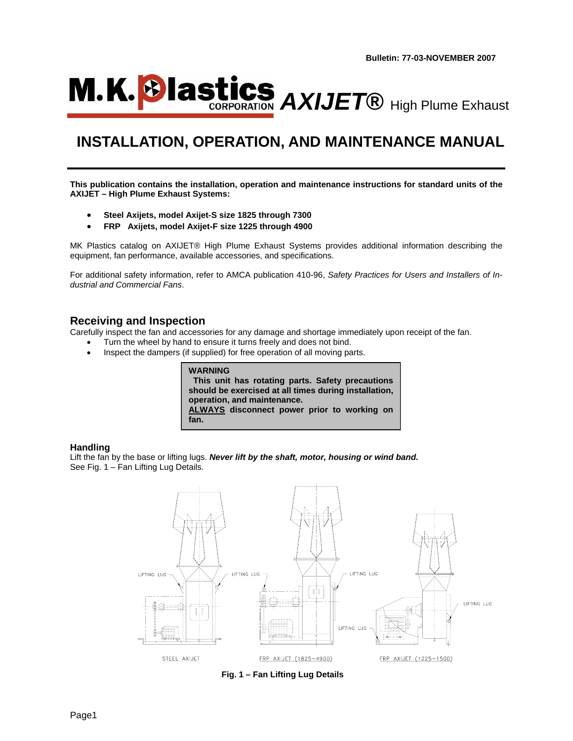Bulletin: 77-03-NOVEMBER 2007

# M.K. Plastics CORPORATION *AXIJET®* High Plume Exhaust

# INSTALLATION, OPERATION, AND MAINTENANCE MANUAL

**This publication contains the installation, operation and maintenance instructions for standard units of the AXIJET – High Plume Exhaust Systems:**

- **Steel Axijets, model Axijet-S size 1825 through 7300**
- **FRP Axijets, model Axijet-F size 1225 through 4900**

MK Plastics catalog on AXIJET® High Plume Exhaust Systems provides additional information describing the equipment, fan performance, available accessories, and specifications.

For additional safety information, refer to AMCA publication 410-96, *Safety Practices for Users and Installers of Industrial and Commercial Fans*.

## Receiving and Inspection

Carefully inspect the fan and accessories for any damage and shortage immediately upon receipt of the fan.

- Turn the wheel by hand to ensure it turns freely and does not bind.
- Inspect the dampers (if supplied) for free operation of all moving parts.

> **WARNING**
> **This unit has rotating parts. Safety precautions should be exercised at all times during installation, operation, and maintenance.**
> **<u>ALWAYS</u> disconnect power prior to working on fan.**

### Handling

Lift the fan by the base or lifting lugs. ***Never lift by the shaft, motor, housing or wind band.***
See Fig. 1 – Fan Lifting Lug Details.

LIFTING LUG / LIFTING LUG / LIFTING LUG / LIFTING LUG / LIFTING LUG

STEEL AXIJET FRP AXIJET (1825–4900) FRP AXIJET (1225–1500)

**Fig. 1 – Fan Lifting Lug Details**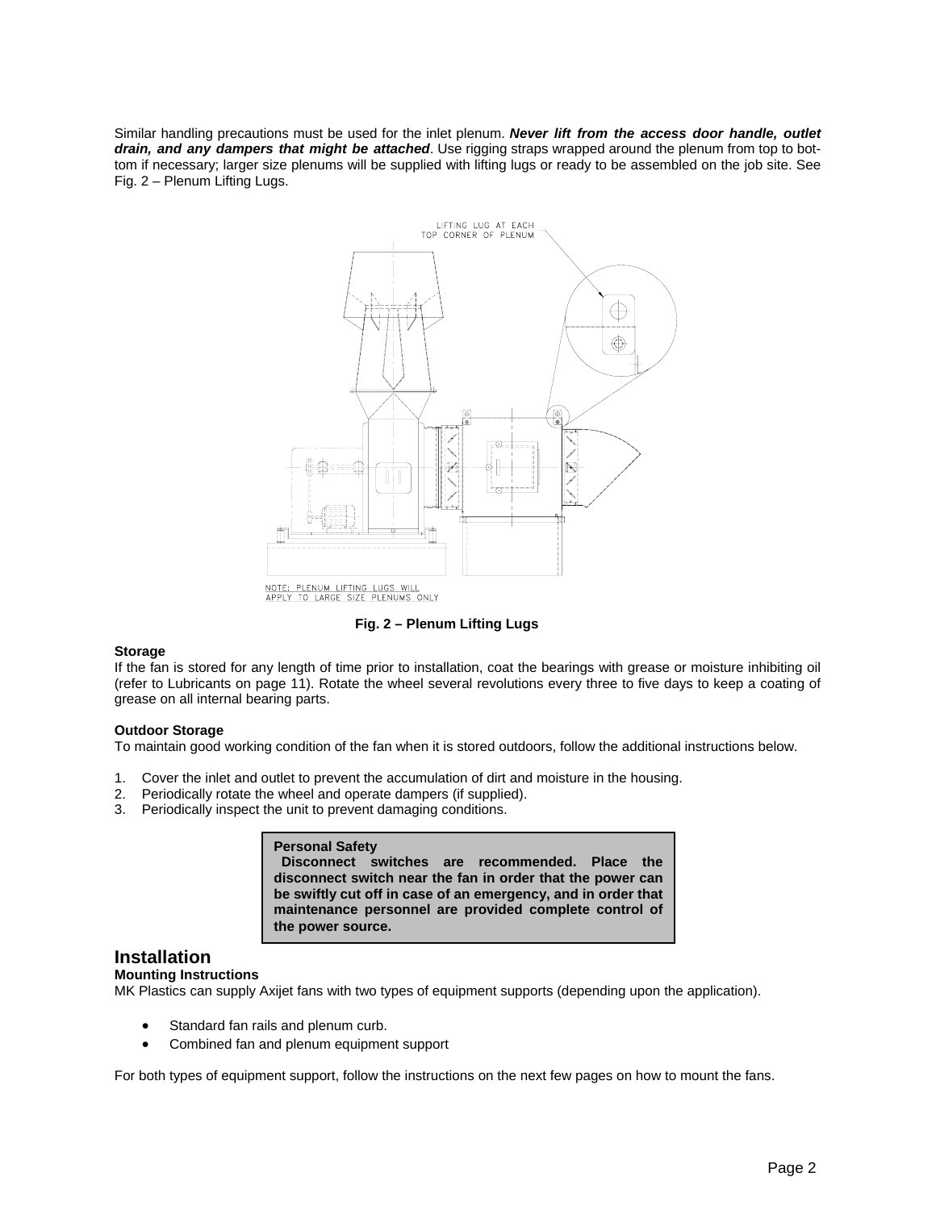Similar handling precautions must be used for the inlet plenum. ***Never lift from the access door handle, outlet drain, and any dampers that might be attached***. Use rigging straps wrapped around the plenum from top to bottom if necessary; larger size plenums will be supplied with lifting lugs or ready to be assembled on the job site. See Fig. 2 – Plenum Lifting Lugs.

LIFTING LUG AT EACH TOP CORNER OF PLENUM

NOTE: PLENUM LIFTING LUGS WILL APPLY TO LARGE SIZE PLENUMS ONLY

**Fig. 2 – Plenum Lifting Lugs**

**Storage**

If the fan is stored for any length of time prior to installation, coat the bearings with grease or moisture inhibiting oil (refer to Lubricants on page 11). Rotate the wheel several revolutions every three to five days to keep a coating of grease on all internal bearing parts.

**Outdoor Storage**

To maintain good working condition of the fan when it is stored outdoors, follow the additional instructions below.

1. Cover the inlet and outlet to prevent the accumulation of dirt and moisture in the housing.
2. Periodically rotate the wheel and operate dampers (if supplied).
3. Periodically inspect the unit to prevent damaging conditions.

**Personal Safety**
**Disconnect switches are recommended. Place the disconnect switch near the fan in order that the power can be swiftly cut off in case of an emergency, and in order that maintenance personnel are provided complete control of the power source.**

## Installation

**Mounting Instructions**

MK Plastics can supply Axijet fans with two types of equipment supports (depending upon the application).

- Standard fan rails and plenum curb.
- Combined fan and plenum equipment support

For both types of equipment support, follow the instructions on the next few pages on how to mount the fans.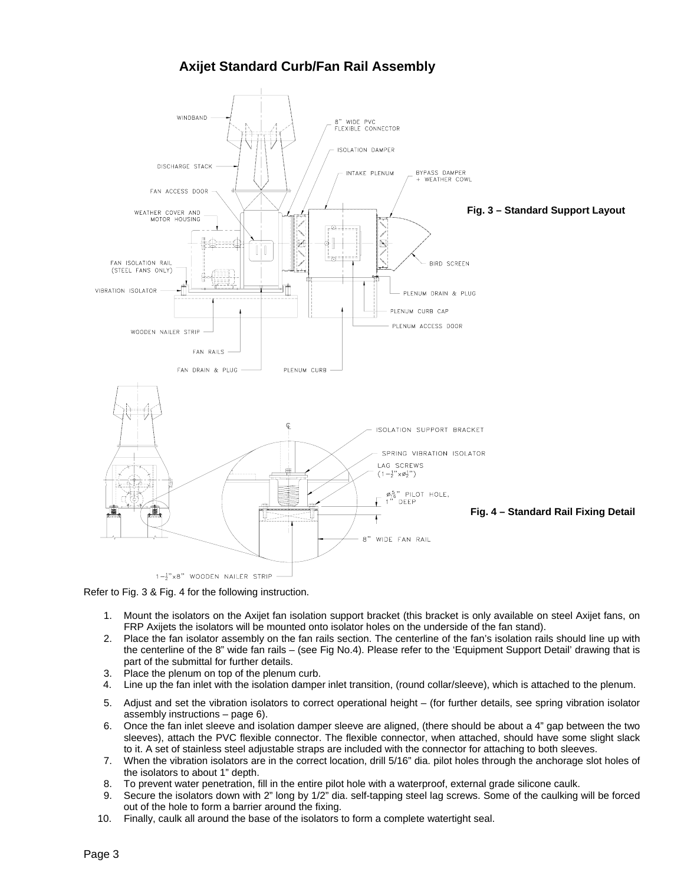## Axijet Standard Curb/Fan Rail Assembly

WINDBAND

8" WIDE PVC FLEXIBLE CONNECTOR

ISOLATION DAMPER

DISCHARGE STACK

INTAKE PLENUM

BYPASS DAMPER + WEATHER COWL

FAN ACCESS DOOR

WEATHER COVER AND MOTOR HOUSING

FAN ISOLATION RAIL (STEEL FANS ONLY)

BIRD SCREEN

VIBRATION ISOLATOR

PLENUM DRAIN & PLUG

PLENUM CURB CAP

PLENUM ACCESS DOOR

WOODEN NAILER STRIP

FAN RAILS

FAN DRAIN & PLUG

PLENUM CURB

**Fig. 3 – Standard Support Layout**

ISOLATION SUPPORT BRACKET

SPRING VIBRATION ISOLATOR

LAG SCREWS (1-½"xø½")

ø5/16" PILOT HOLE, 1" DEEP

8" WIDE FAN RAIL

1-½"x8" WOODEN NAILER STRIP

**Fig. 4 – Standard Rail Fixing Detail**

Refer to Fig. 3 & Fig. 4 for the following instruction.

1. Mount the isolators on the Axijet fan isolation support bracket (this bracket is only available on steel Axijet fans, on FRP Axijets the isolators will be mounted onto isolator holes on the underside of the fan stand).
2. Place the fan isolator assembly on the fan rails section. The centerline of the fan's isolation rails should line up with the centerline of the 8" wide fan rails – (see Fig No.4). Please refer to the 'Equipment Support Detail' drawing that is part of the submittal for further details.
3. Place the plenum on top of the plenum curb.
4. Line up the fan inlet with the isolation damper inlet transition, (round collar/sleeve), which is attached to the plenum.
5. Adjust and set the vibration isolators to correct operational height – (for further details, see spring vibration isolator assembly instructions – page 6).
6. Once the fan inlet sleeve and isolation damper sleeve are aligned, (there should be about a 4" gap between the two sleeves), attach the PVC flexible connector. The flexible connector, when attached, should have some slight slack to it. A set of stainless steel adjustable straps are included with the connector for attaching to both sleeves.
7. When the vibration isolators are in the correct location, drill 5/16" dia. pilot holes through the anchorage slot holes of the isolators to about 1" depth.
8. To prevent water penetration, fill in the entire pilot hole with a waterproof, external grade silicone caulk.
9. Secure the isolators down with 2" long by 1/2" dia. self-tapping steel lag screws. Some of the caulking will be forced out of the hole to form a barrier around the fixing.
10. Finally, caulk all around the base of the isolators to form a complete watertight seal.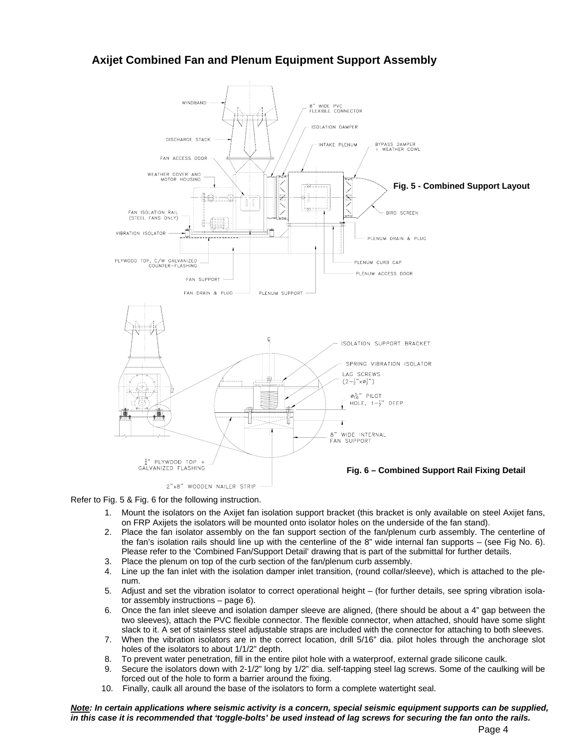## Axijet Combined Fan and Plenum Equipment Support Assembly

Fig. 5 - Combined Support Layout

Fig. 6 – Combined Support Rail Fixing Detail

Refer to Fig. 5 & Fig. 6 for the following instruction.

1. Mount the isolators on the Axijet fan isolation support bracket (this bracket is only available on steel Axijet fans, on FRP Axijets the isolators will be mounted onto isolator holes on the underside of the fan stand).
2. Place the fan isolator assembly on the fan support section of the fan/plenum curb assembly. The centerline of the fan's isolation rails should line up with the centerline of the 8" wide internal fan supports – (see Fig No. 6). Please refer to the 'Combined Fan/Support Detail' drawing that is part of the submittal for further details.
3. Place the plenum on top of the curb section of the fan/plenum curb assembly.
4. Line up the fan inlet with the isolation damper inlet transition, (round collar/sleeve), which is attached to the plenum.
5. Adjust and set the vibration isolator to correct operational height – (for further details, see spring vibration isolator assembly instructions – page 6).
6. Once the fan inlet sleeve and isolation damper sleeve are aligned, (there should be about a 4" gap between the two sleeves), attach the PVC flexible connector. The flexible connector, when attached, should have some slight slack to it. A set of stainless steel adjustable straps are included with the connector for attaching to both sleeves.
7. When the vibration isolators are in the correct location, drill 5/16" dia. pilot holes through the anchorage slot holes of the isolators to about 1/1/2" depth.
8. To prevent water penetration, fill in the entire pilot hole with a waterproof, external grade silicone caulk.
9. Secure the isolators down with 2-1/2" long by 1/2" dia. self-tapping steel lag screws. Some of the caulking will be forced out of the hole to form a barrier around the fixing.
10. Finally, caulk all around the base of the isolators to form a complete watertight seal.

***<u>Note</u>: In certain applications where seismic activity is a concern, special seismic equipment supports can be supplied, in this case it is recommended that 'toggle-bolts' be used instead of lag screws for securing the fan onto the rails.***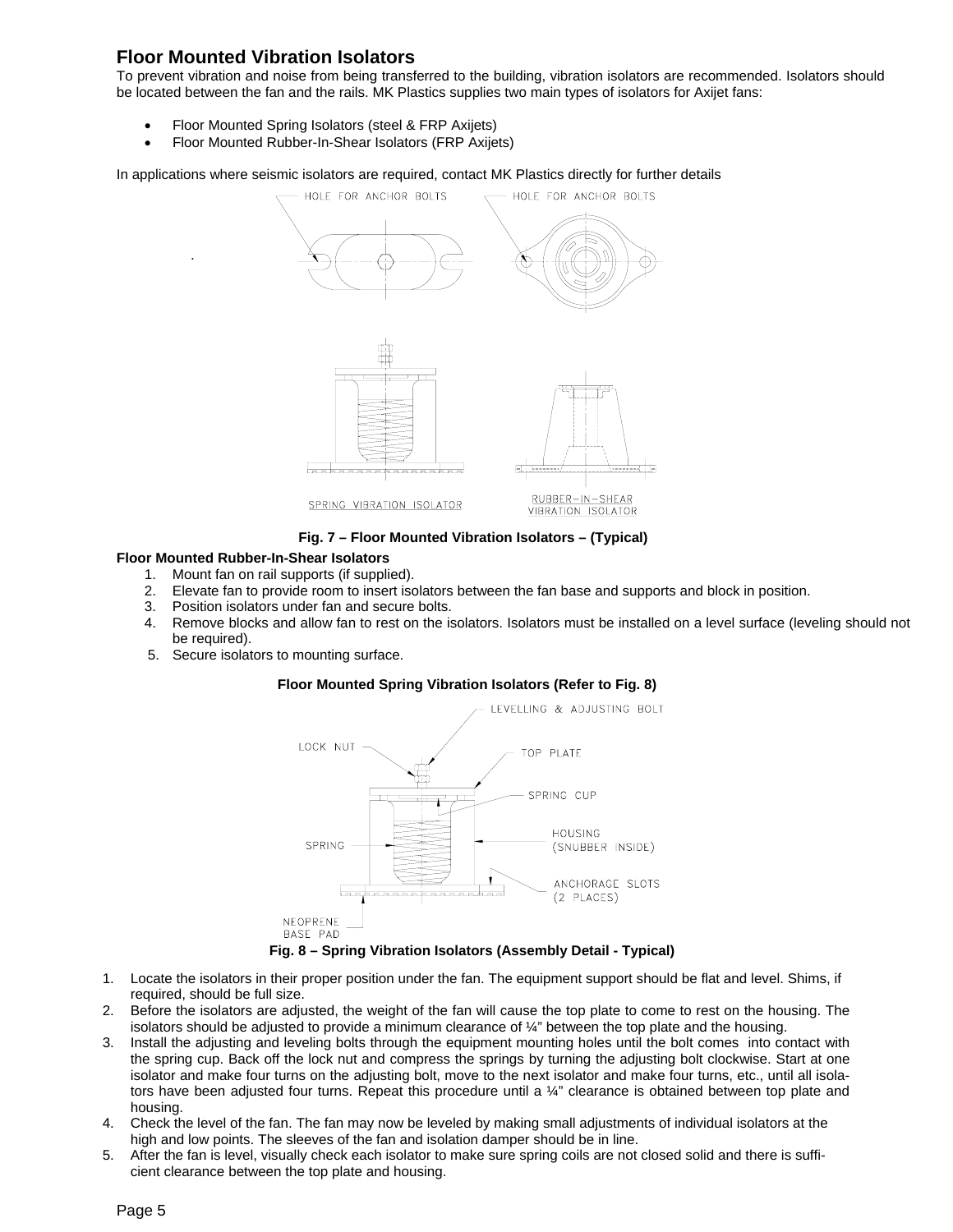## Floor Mounted Vibration Isolators

To prevent vibration and noise from being transferred to the building, vibration isolators are recommended. Isolators should be located between the fan and the rails. MK Plastics supplies two main types of isolators for Axijet fans:

- Floor Mounted Spring Isolators (steel & FRP Axijets)
- Floor Mounted Rubber-In-Shear Isolators (FRP Axijets)

In applications where seismic isolators are required, contact MK Plastics directly for further details

**Fig. 7 – Floor Mounted Vibration Isolators – (Typical)**

### Floor Mounted Rubber-In-Shear Isolators

1. Mount fan on rail supports (if supplied).
2. Elevate fan to provide room to insert isolators between the fan base and supports and block in position.
3. Position isolators under fan and secure bolts.
4. Remove blocks and allow fan to rest on the isolators. Isolators must be installed on a level surface (leveling should not be required).
5. Secure isolators to mounting surface.

### Floor Mounted Spring Vibration Isolators (Refer to Fig. 8)

**Fig. 8 – Spring Vibration Isolators (Assembly Detail - Typical)**

1. Locate the isolators in their proper position under the fan. The equipment support should be flat and level. Shims, if required, should be full size.
2. Before the isolators are adjusted, the weight of the fan will cause the top plate to come to rest on the housing. The isolators should be adjusted to provide a minimum clearance of ¼" between the top plate and the housing.
3. Install the adjusting and leveling bolts through the equipment mounting holes until the bolt comes into contact with the spring cup. Back off the lock nut and compress the springs by turning the adjusting bolt clockwise. Start at one isolator and make four turns on the adjusting bolt, move to the next isolator and make four turns, etc., until all isolators have been adjusted four turns. Repeat this procedure until a ¼" clearance is obtained between top plate and housing.
4. Check the level of the fan. The fan may now be leveled by making small adjustments of individual isolators at the high and low points. The sleeves of the fan and isolation damper should be in line.
5. After the fan is level, visually check each isolator to make sure spring coils are not closed solid and there is sufficient clearance between the top plate and housing.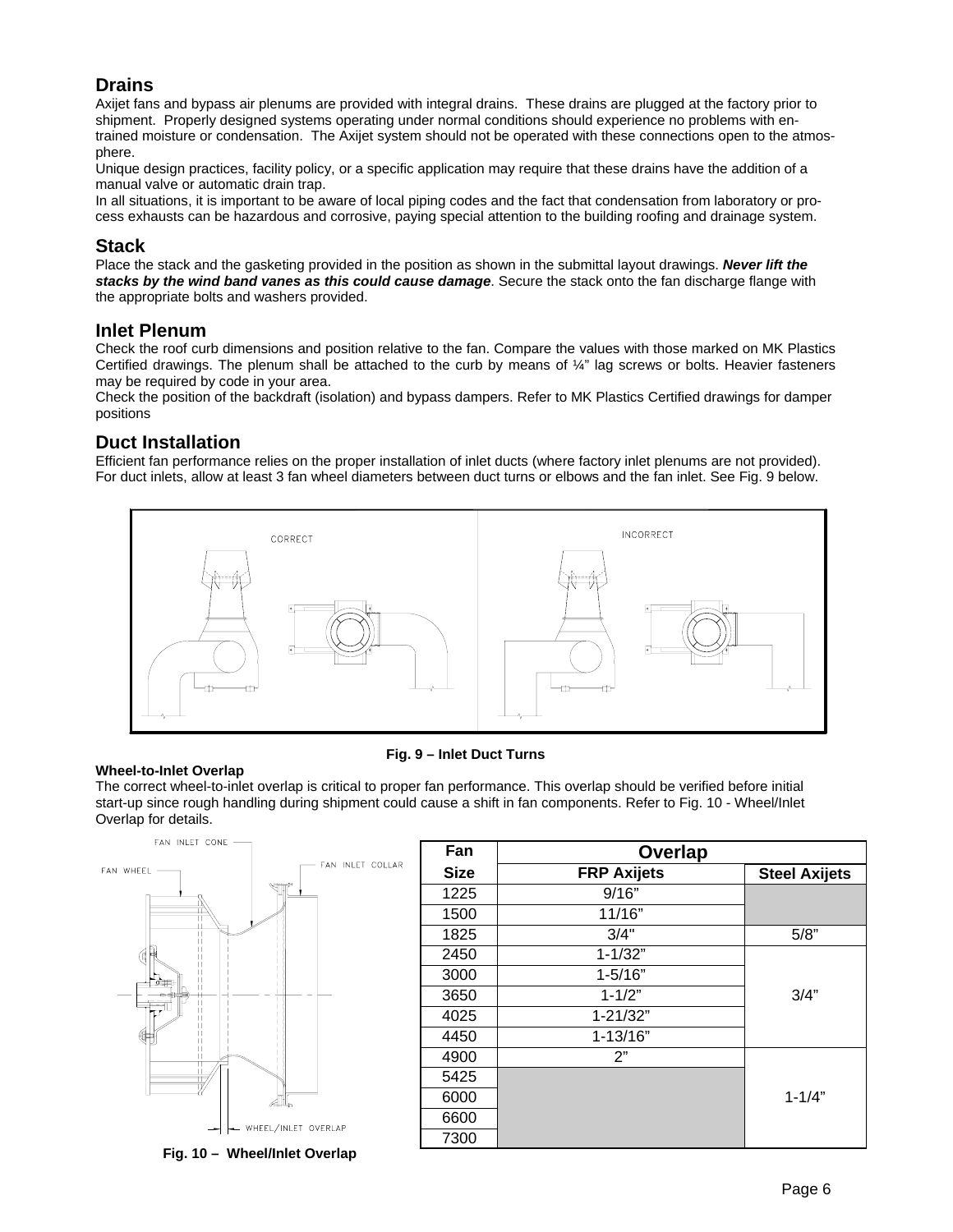## Drains

Axijet fans and bypass air plenums are provided with integral drains. These drains are plugged at the factory prior to shipment. Properly designed systems operating under normal conditions should experience no problems with entrained moisture or condensation. The Axijet system should not be operated with these connections open to the atmosphere.

Unique design practices, facility policy, or a specific application may require that these drains have the addition of a manual valve or automatic drain trap.

In all situations, it is important to be aware of local piping codes and the fact that condensation from laboratory or process exhausts can be hazardous and corrosive, paying special attention to the building roofing and drainage system.

## Stack

Place the stack and the gasketing provided in the position as shown in the submittal layout drawings. ***Never lift the stacks by the wind band vanes as this could cause damage***. Secure the stack onto the fan discharge flange with the appropriate bolts and washers provided.

## Inlet Plenum

Check the roof curb dimensions and position relative to the fan. Compare the values with those marked on MK Plastics Certified drawings. The plenum shall be attached to the curb by means of ¼" lag screws or bolts. Heavier fasteners may be required by code in your area.

Check the position of the backdraft (isolation) and bypass dampers. Refer to MK Plastics Certified drawings for damper positions

## Duct Installation

Efficient fan performance relies on the proper installation of inlet ducts (where factory inlet plenums are not provided). For duct inlets, allow at least 3 fan wheel diameters between duct turns or elbows and the fan inlet. See Fig. 9 below.

**Fig. 9 – Inlet Duct Turns**

**Wheel-to-Inlet Overlap**

The correct wheel-to-inlet overlap is critical to proper fan performance. This overlap should be verified before initial start-up since rough handling during shipment could cause a shift in fan components. Refer to Fig. 10 - Wheel/Inlet Overlap for details.

**Fig. 10 – Wheel/Inlet Overlap**

| Fan Size | Overlap FRP Axijets | Overlap Steel Axijets |
|---|---|---|
| 1225 | 9/16" | |
| 1500 | 11/16" | |
| 1825 | 3/4" | 5/8" |
| 2450 | 1-1/32" | 3/4" |
| 3000 | 1-5/16" | 3/4" |
| 3650 | 1-1/2" | 3/4" |
| 4025 | 1-21/32" | 3/4" |
| 4450 | 1-13/16" | 3/4" |
| 4900 | 2" | 1-1/4" |
| 5425 | | 1-1/4" |
| 6000 | | 1-1/4" |
| 6600 | | 1-1/4" |
| 7300 | | 1-1/4" |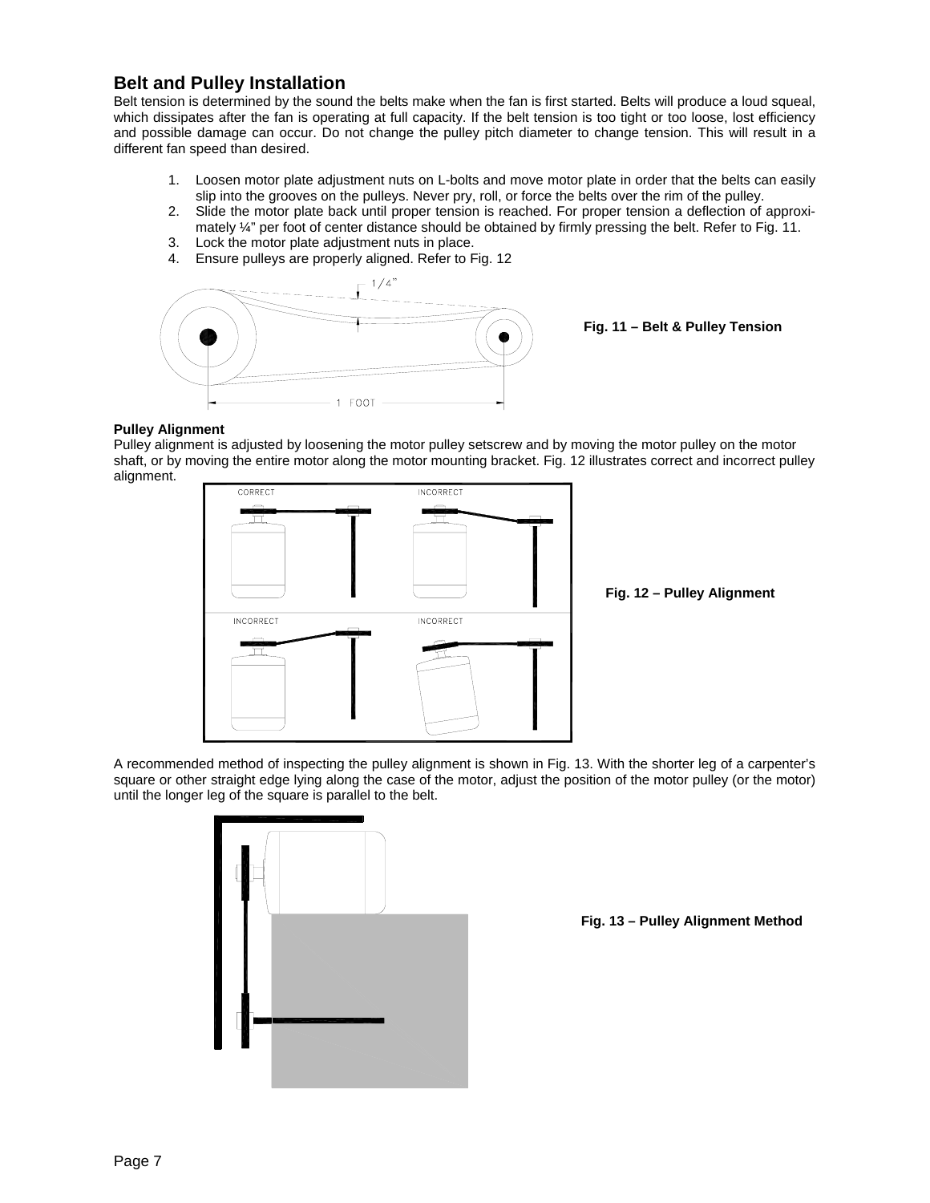## Belt and Pulley Installation

Belt tension is determined by the sound the belts make when the fan is first started. Belts will produce a loud squeal, which dissipates after the fan is operating at full capacity. If the belt tension is too tight or too loose, lost efficiency and possible damage can occur. Do not change the pulley pitch diameter to change tension. This will result in a different fan speed than desired.

1. Loosen motor plate adjustment nuts on L-bolts and move motor plate in order that the belts can easily slip into the grooves on the pulleys. Never pry, roll, or force the belts over the rim of the pulley.
2. Slide the motor plate back until proper tension is reached. For proper tension a deflection of approximately ¼" per foot of center distance should be obtained by firmly pressing the belt. Refer to Fig. 11.
3. Lock the motor plate adjustment nuts in place.
4. Ensure pulleys are properly aligned. Refer to Fig. 12

**Fig. 11 – Belt & Pulley Tension**

**Pulley Alignment**

Pulley alignment is adjusted by loosening the motor pulley setscrew and by moving the motor pulley on the motor shaft, or by moving the entire motor along the motor mounting bracket. Fig. 12 illustrates correct and incorrect pulley alignment.

**Fig. 12 – Pulley Alignment**

A recommended method of inspecting the pulley alignment is shown in Fig. 13. With the shorter leg of a carpenter's square or other straight edge lying along the case of the motor, adjust the position of the motor pulley (or the motor) until the longer leg of the square is parallel to the belt.

**Fig. 13 – Pulley Alignment Method**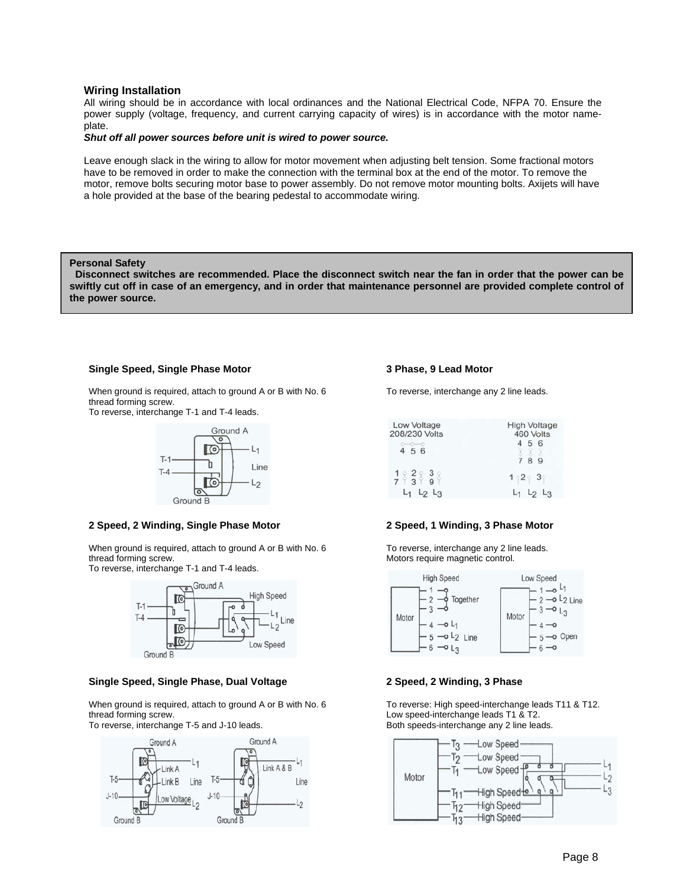## Wiring Installation

All wiring should be in accordance with local ordinances and the National Electrical Code, NFPA 70. Ensure the power supply (voltage, frequency, and current carrying capacity of wires) is in accordance with the motor name-plate.

***Shut off all power sources before unit is wired to power source.***

Leave enough slack in the wiring to allow for motor movement when adjusting belt tension. Some fractional motors have to be removed in order to make the connection with the terminal box at the end of the motor. To remove the motor, remove bolts securing motor base to power assembly. Do not remove motor mounting bolts. Axijets will have a hole provided at the base of the bearing pedestal to accommodate wiring.

**Personal Safety**

**Disconnect switches are recommended. Place the disconnect switch near the fan in order that the power can be swiftly cut off in case of an emergency, and in order that maintenance personnel are provided complete control of the power source.**

### Single Speed, Single Phase Motor

When ground is required, attach to ground A or B with No. 6 thread forming screw.
To reverse, interchange T-1 and T-4 leads.

Ground A, T-1, T-4, $L_1$, Line, $L_2$, Ground B

### 2 Speed, 2 Winding, Single Phase Motor

When ground is required, attach to ground A or B with No. 6 thread forming screw.
To reverse, interchange T-1 and T-4 leads.

Ground A, T-1, T-4, High Speed, $L_1$, $L_2$, Line, Low Speed, Ground B

### Single Speed, Single Phase, Dual Voltage

When ground is required, attach to ground A or B with No. 6 thread forming screw.
To reverse, interchange T-5 and J-10 leads.

Ground A, T-5, J-10, Link A, Link B, Low Voltage, $L_1$, Line, $L_2$, Ground B; Ground A, Link A & B, T-5, J-10, $L_1$, Line, $L_2$, Ground B

### 3 Phase, 9 Lead Motor

To reverse, interchange any 2 line leads.

Low Voltage 208/230 Volts: 4 5 6; 1 2 3 / 7 3 9; $L_1$ $L_2$ $L_3$
High Voltage 460 Volts: 4 5 6 / 7 8 9; 1 2 3; $L_1$ $L_2$ $L_3$

### 2 Speed, 1 Winding, 3 Phase Motor

To reverse, interchange any 2 line leads.
Motors require magnetic control.

High Speed: Motor – 1, 2, 3 Together; 4 $L_1$, 5 $L_2$ Line, 6 $L_3$
Low Speed: Motor – 1 $L_1$, 2 $L_2$ Line, 3 $L_3$; 4, 5, 6 Open

### 2 Speed, 2 Winding, 3 Phase

To reverse: High speed-interchange leads T11 & T12.
Low speed-interchange leads T1 & T2.
Both speeds-interchange any 2 line leads.

Motor: $T_3$ Low Speed, $T_2$ Low Speed, $T_1$ Low Speed, $T_{11}$ High Speed, $T_{12}$ High Speed, $T_{13}$ High Speed; $L_1$, $L_2$, $L_3$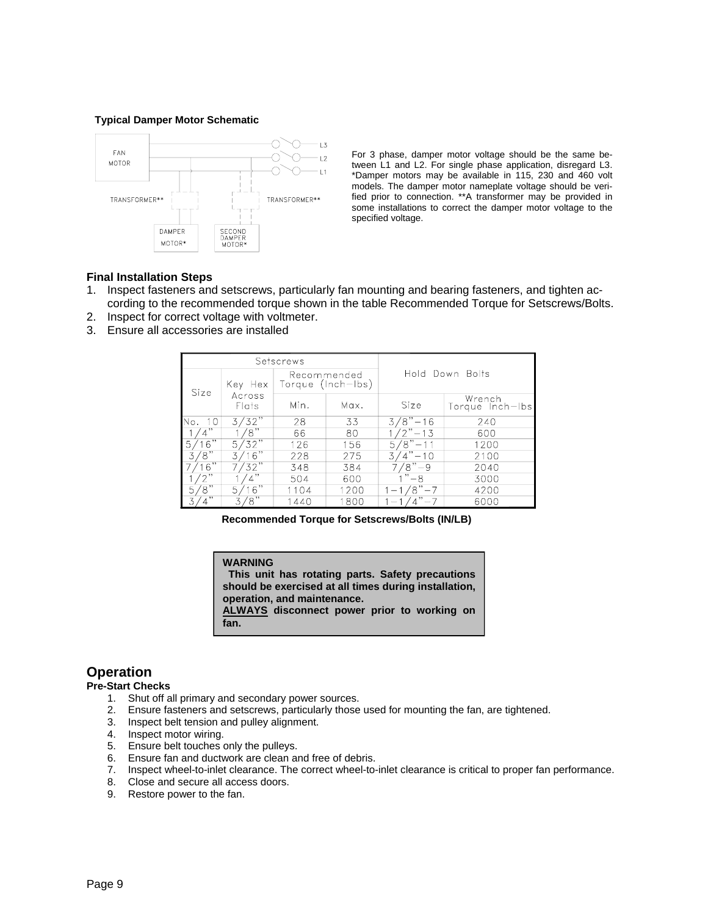**Typical Damper Motor Schematic**

FAN MOTOR

L3
L2
L1

TRANSFORMER** TRANSFORMER**

DAMPER MOTOR* SECOND DAMPER MOTOR*

For 3 phase, damper motor voltage should be the same between L1 and L2. For single phase application, disregard L3. *Damper motors may be available in 115, 230 and 460 volt models. The damper motor nameplate voltage should be verified prior to connection. **A transformer may be provided in some installations to correct the damper motor voltage to the specified voltage.

### Final Installation Steps

1. Inspect fasteners and setscrews, particularly fan mounting and bearing fasteners, and tighten according to the recommended torque shown in the table Recommended Torque for Setscrews/Bolts.
2. Inspect for correct voltage with voltmeter.
3. Ensure all accessories are installed

| Setscrews | | | | Hold Down Bolts | |
|---|---|---|---|---|---|
| Size | Key Hex Across Flats | Recommended Torque (Inch-lbs) | | | |
| | | Min. | Max. | Size | Wrench Torque Inch-lbs |
| No. 10 | 3/32" | 28 | 33 | 3/8"-16 | 240 |
| 1/4" | 1/8" | 66 | 80 | 1/2"-13 | 600 |
| 5/16" | 5/32" | 126 | 156 | 5/8"-11 | 1200 |
| 3/8" | 3/16" | 228 | 275 | 3/4"-10 | 2100 |
| 7/16" | 7/32" | 348 | 384 | 7/8"-9 | 2040 |
| 1/2" | 1/4" | 504 | 600 | 1"-8 | 3000 |
| 5/8" | 5/16" | 1104 | 1200 | 1-1/8"-7 | 4200 |
| 3/4" | 3/8" | 1440 | 1800 | 1-1/4"-7 | 6000 |

**Recommended Torque for Setscrews/Bolts (IN/LB)**

> **WARNING**
> **This unit has rotating parts. Safety precautions should be exercised at all times during installation, operation, and maintenance.**
> **ALWAYS disconnect power prior to working on fan.**

## Operation

### Pre-Start Checks

1. Shut off all primary and secondary power sources.
2. Ensure fasteners and setscrews, particularly those used for mounting the fan, are tightened.
3. Inspect belt tension and pulley alignment.
4. Inspect motor wiring.
5. Ensure belt touches only the pulleys.
6. Ensure fan and ductwork are clean and free of debris.
7. Inspect wheel-to-inlet clearance. The correct wheel-to-inlet clearance is critical to proper fan performance.
8. Close and secure all access doors.
9. Restore power to the fan.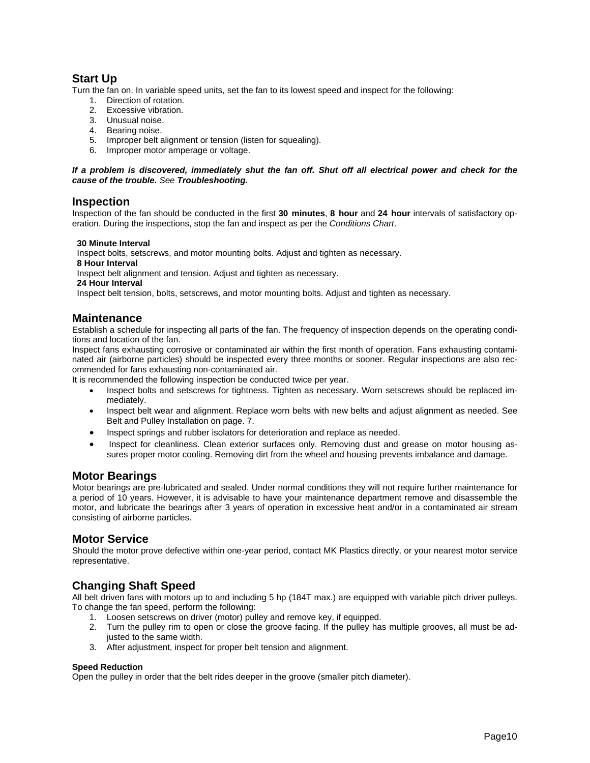## Start Up

Turn the fan on. In variable speed units, set the fan to its lowest speed and inspect for the following:

1. Direction of rotation.
2. Excessive vibration.
3. Unusual noise.
4. Bearing noise.
5. Improper belt alignment or tension (listen for squealing).
6. Improper motor amperage or voltage.

***If a problem is discovered, immediately shut the fan off. Shut off all electrical power and check for the cause of the trouble.*** *See* ***Troubleshooting.***

## Inspection

Inspection of the fan should be conducted in the first **30 minutes**, **8 hour** and **24 hour** intervals of satisfactory operation. During the inspections, stop the fan and inspect as per the *Conditions Chart*.

**30 Minute Interval**
Inspect bolts, setscrews, and motor mounting bolts. Adjust and tighten as necessary.
**8 Hour Interval**
Inspect belt alignment and tension. Adjust and tighten as necessary.
**24 Hour Interval**
Inspect belt tension, bolts, setscrews, and motor mounting bolts. Adjust and tighten as necessary.

## Maintenance

Establish a schedule for inspecting all parts of the fan. The frequency of inspection depends on the operating conditions and location of the fan.
Inspect fans exhausting corrosive or contaminated air within the first month of operation. Fans exhausting contaminated air (airborne particles) should be inspected every three months or sooner. Regular inspections are also recommended for fans exhausting non-contaminated air.
It is recommended the following inspection be conducted twice per year.

- Inspect bolts and setscrews for tightness. Tighten as necessary. Worn setscrews should be replaced immediately.
- Inspect belt wear and alignment. Replace worn belts with new belts and adjust alignment as needed. See Belt and Pulley Installation on page. 7.
- Inspect springs and rubber isolators for deterioration and replace as needed.
- Inspect for cleanliness. Clean exterior surfaces only. Removing dust and grease on motor housing assures proper motor cooling. Removing dirt from the wheel and housing prevents imbalance and damage.

## Motor Bearings

Motor bearings are pre-lubricated and sealed. Under normal conditions they will not require further maintenance for a period of 10 years. However, it is advisable to have your maintenance department remove and disassemble the motor, and lubricate the bearings after 3 years of operation in excessive heat and/or in a contaminated air stream consisting of airborne particles.

## Motor Service

Should the motor prove defective within one-year period, contact MK Plastics directly, or your nearest motor service representative.

## Changing Shaft Speed

All belt driven fans with motors up to and including 5 hp (184T max.) are equipped with variable pitch driver pulleys. To change the fan speed, perform the following:

1. Loosen setscrews on driver (motor) pulley and remove key, if equipped.
2. Turn the pulley rim to open or close the groove facing. If the pulley has multiple grooves, all must be adjusted to the same width.
3. After adjustment, inspect for proper belt tension and alignment.

**Speed Reduction**
Open the pulley in order that the belt rides deeper in the groove (smaller pitch diameter).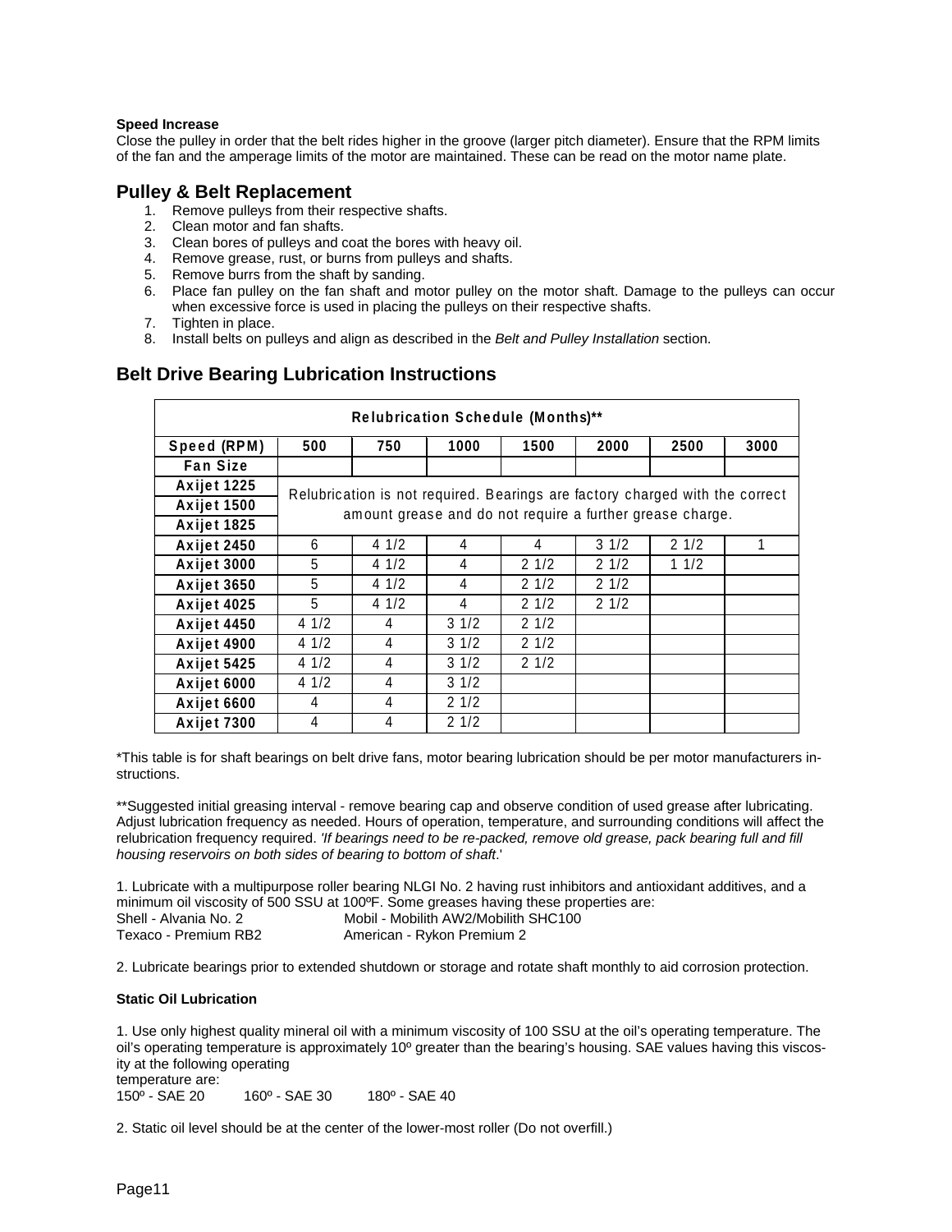**Speed Increase**

Close the pulley in order that the belt rides higher in the groove (larger pitch diameter). Ensure that the RPM limits of the fan and the amperage limits of the motor are maintained. These can be read on the motor name plate.

## Pulley & Belt Replacement

1. Remove pulleys from their respective shafts.
2. Clean motor and fan shafts.
3. Clean bores of pulleys and coat the bores with heavy oil.
4. Remove grease, rust, or burns from pulleys and shafts.
5. Remove burrs from the shaft by sanding.
6. Place fan pulley on the fan shaft and motor pulley on the motor shaft. Damage to the pulleys can occur when excessive force is used in placing the pulleys on their respective shafts.
7. Tighten in place.
8. Install belts on pulleys and align as described in the *Belt and Pulley Installation* section.

## Belt Drive Bearing Lubrication Instructions

| Relubrication Schedule (Months)** | | | | | | | |
|---|---|---|---|---|---|---|---|
| **Speed (RPM)** | **500** | **750** | **1000** | **1500** | **2000** | **2500** | **3000** |
| **Fan Size** | | | | | | | |
| **Axijet 1225** | Relubrication is not required. Bearings are factory charged with the correct amount grease and do not require a further grease charge. | | | | | | |
| **Axijet 1500** | | | | | | | |
| **Axijet 1825** | | | | | | | |
| **Axijet 2450** | 6 | 4 1/2 | 4 | 4 | 3 1/2 | 2 1/2 | 1 |
| **Axijet 3000** | 5 | 4 1/2 | 4 | 2 1/2 | 2 1/2 | 1 1/2 | |
| **Axijet 3650** | 5 | 4 1/2 | 4 | 2 1/2 | 2 1/2 | | |
| **Axijet 4025** | 5 | 4 1/2 | 4 | 2 1/2 | 2 1/2 | | |
| **Axijet 4450** | 4 1/2 | 4 | 3 1/2 | 2 1/2 | | | |
| **Axijet 4900** | 4 1/2 | 4 | 3 1/2 | 2 1/2 | | | |
| **Axijet 5425** | 4 1/2 | 4 | 3 1/2 | 2 1/2 | | | |
| **Axijet 6000** | 4 1/2 | 4 | 3 1/2 | | | | |
| **Axijet 6600** | 4 | 4 | 2 1/2 | | | | |
| **Axijet 7300** | 4 | 4 | 2 1/2 | | | | |

*This table is for shaft bearings on belt drive fans, motor bearing lubrication should be per motor manufacturers instructions.

**Suggested initial greasing interval - remove bearing cap and observe condition of used grease after lubricating. Adjust lubrication frequency as needed. Hours of operation, temperature, and surrounding conditions will affect the relubrication frequency required. *'If bearings need to be re-packed, remove old grease, pack bearing full and fill housing reservoirs on both sides of bearing to bottom of shaft.*'

1. Lubricate with a multipurpose roller bearing NLGI No. 2 having rust inhibitors and antioxidant additives, and a minimum oil viscosity of 500 SSU at 100ºF. Some greases having these properties are:

Shell - Alvania No. 2 | Mobil - Mobilith AW2/Mobilith SHC100
Texaco - Premium RB2 | American - Rykon Premium 2

2. Lubricate bearings prior to extended shutdown or storage and rotate shaft monthly to aid corrosion protection.

**Static Oil Lubrication**

1. Use only highest quality mineral oil with a minimum viscosity of 100 SSU at the oil's operating temperature. The oil's operating temperature is approximately 10º greater than the bearing's housing. SAE values having this viscosity at the following operating temperature are:

150º - SAE 20 &nbsp;&nbsp; 160º - SAE 30 &nbsp;&nbsp; 180º - SAE 40

2. Static oil level should be at the center of the lower-most roller (Do not overfill.)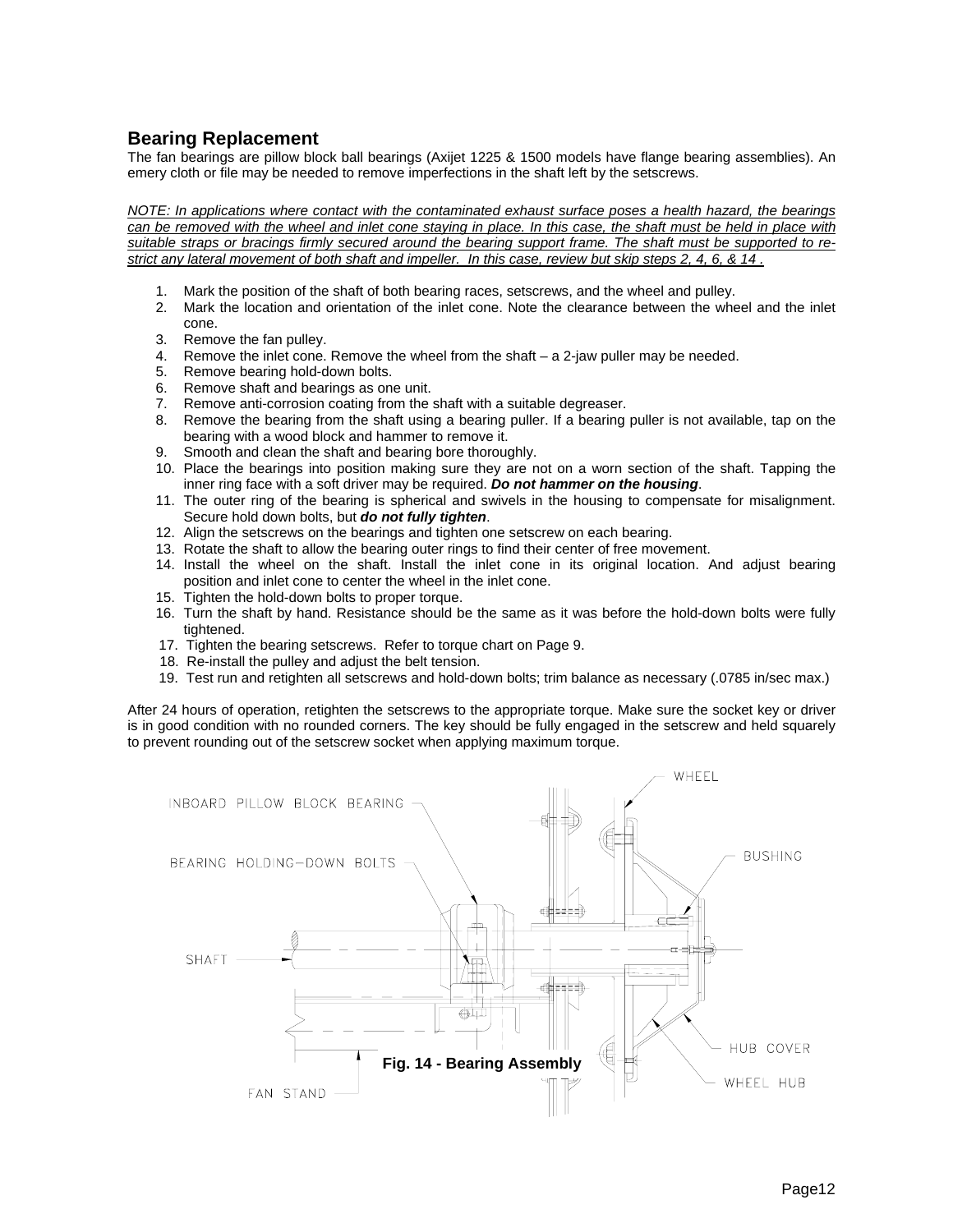## Bearing Replacement

The fan bearings are pillow block ball bearings (Axijet 1225 & 1500 models have flange bearing assemblies). An emery cloth or file may be needed to remove imperfections in the shaft left by the setscrews.

*NOTE: In applications where contact with the contaminated exhaust surface poses a health hazard, the bearings can be removed with the wheel and inlet cone staying in place. In this case, the shaft must be held in place with suitable straps or bracings firmly secured around the bearing support frame. The shaft must be supported to restrict any lateral movement of both shaft and impeller. In this case, review but skip steps 2, 4, 6, & 14 .*

1. Mark the position of the shaft of both bearing races, setscrews, and the wheel and pulley.
2. Mark the location and orientation of the inlet cone. Note the clearance between the wheel and the inlet cone.
3. Remove the fan pulley.
4. Remove the inlet cone. Remove the wheel from the shaft – a 2-jaw puller may be needed.
5. Remove bearing hold-down bolts.
6. Remove shaft and bearings as one unit.
7. Remove anti-corrosion coating from the shaft with a suitable degreaser.
8. Remove the bearing from the shaft using a bearing puller. If a bearing puller is not available, tap on the bearing with a wood block and hammer to remove it.
9. Smooth and clean the shaft and bearing bore thoroughly.
10. Place the bearings into position making sure they are not on a worn section of the shaft. Tapping the inner ring face with a soft driver may be required. ***Do not hammer on the housing***.
11. The outer ring of the bearing is spherical and swivels in the housing to compensate for misalignment. Secure hold down bolts, but ***do not fully tighten***.
12. Align the setscrews on the bearings and tighten one setscrew on each bearing.
13. Rotate the shaft to allow the bearing outer rings to find their center of free movement.
14. Install the wheel on the shaft. Install the inlet cone in its original location. And adjust bearing position and inlet cone to center the wheel in the inlet cone.
15. Tighten the hold-down bolts to proper torque.
16. Turn the shaft by hand. Resistance should be the same as it was before the hold-down bolts were fully tightened.
17. Tighten the bearing setscrews. Refer to torque chart on Page 9.
18. Re-install the pulley and adjust the belt tension.
19. Test run and retighten all setscrews and hold-down bolts; trim balance as necessary (.0785 in/sec max.)

After 24 hours of operation, retighten the setscrews to the appropriate torque. Make sure the socket key or driver is in good condition with no rounded corners. The key should be fully engaged in the setscrew and held squarely to prevent rounding out of the setscrew socket when applying maximum torque.

**Fig. 14 - Bearing Assembly**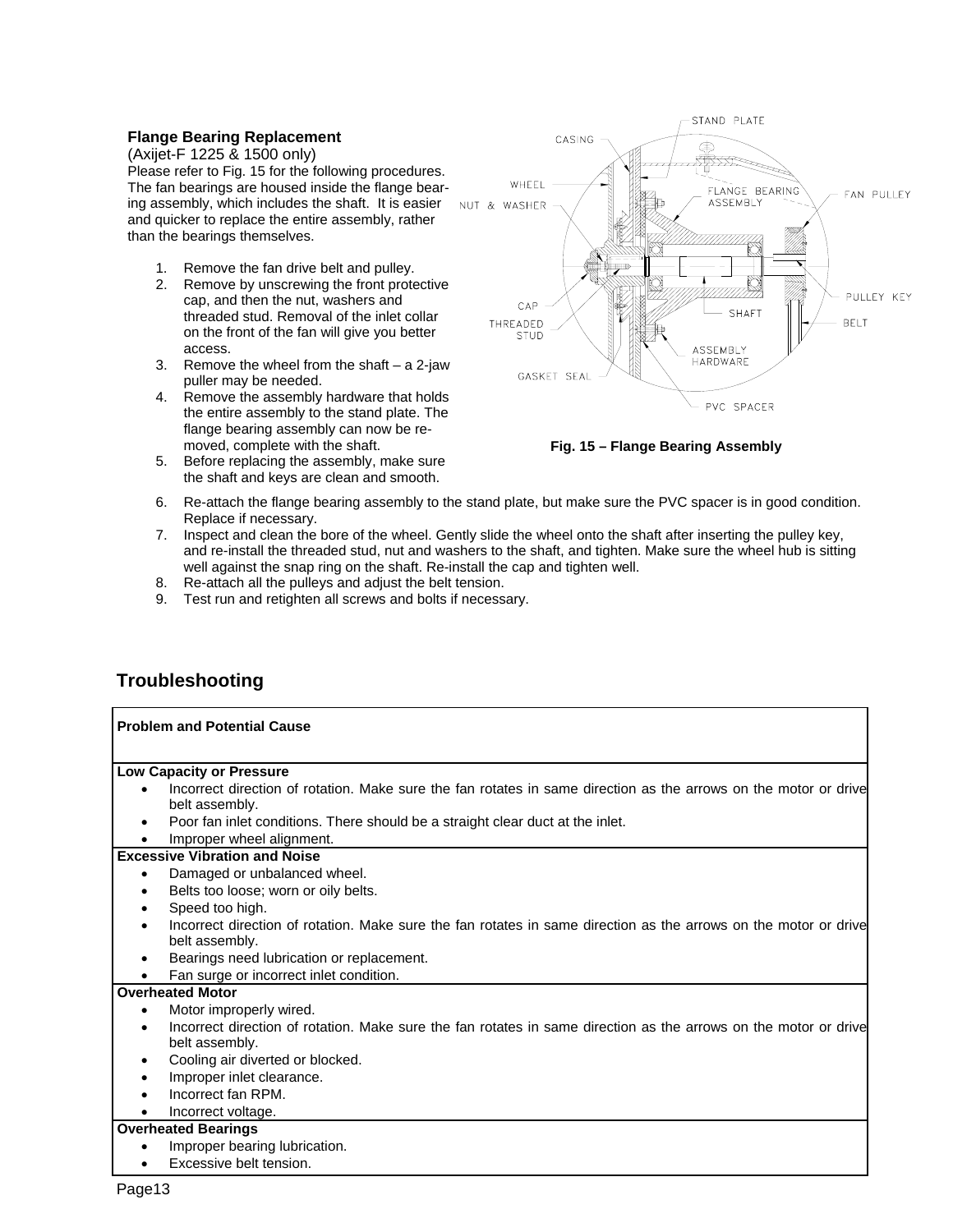### Flange Bearing Replacement

(Axijet-F 1225 & 1500 only)

Please refer to Fig. 15 for the following procedures. The fan bearings are housed inside the flange bearing assembly, which includes the shaft. It is easier and quicker to replace the entire assembly, rather than the bearings themselves.

1. Remove the fan drive belt and pulley.
2. Remove by unscrewing the front protective cap, and then the nut, washers and threaded stud. Removal of the inlet collar on the front of the fan will give you better access.
3. Remove the wheel from the shaft – a 2-jaw puller may be needed.
4. Remove the assembly hardware that holds the entire assembly to the stand plate. The flange bearing assembly can now be removed, complete with the shaft.
5. Before replacing the assembly, make sure the shaft and keys are clean and smooth.
6. Re-attach the flange bearing assembly to the stand plate, but make sure the PVC spacer is in good condition. Replace if necessary.
7. Inspect and clean the bore of the wheel. Gently slide the wheel onto the shaft after inserting the pulley key, and re-install the threaded stud, nut and washers to the shaft, and tighten. Make sure the wheel hub is sitting well against the snap ring on the shaft. Re-install the cap and tighten well.
8. Re-attach all the pulleys and adjust the belt tension.
9. Test run and retighten all screws and bolts if necessary.

STAND PLATE, CASING, WHEEL, NUT & WASHER, FLANGE BEARING ASSEMBLY, FAN PULLEY, PULLEY KEY, CAP, THREADED STUD, SHAFT, BELT, ASSEMBLY HARDWARE, GASKET SEAL, PVC SPACER

**Fig. 15 – Flange Bearing Assembly**

## Troubleshooting

| Problem and Potential Cause |
|---|
| **Low Capacity or Pressure** |
| • Incorrect direction of rotation. Make sure the fan rotates in same direction as the arrows on the motor or drive belt assembly.<br>• Poor fan inlet conditions. There should be a straight clear duct at the inlet.<br>• Improper wheel alignment. |
| **Excessive Vibration and Noise** |
| • Damaged or unbalanced wheel.<br>• Belts too loose; worn or oily belts.<br>• Speed too high.<br>• Incorrect direction of rotation. Make sure the fan rotates in same direction as the arrows on the motor or drive belt assembly.<br>• Bearings need lubrication or replacement.<br>• Fan surge or incorrect inlet condition. |
| **Overheated Motor** |
| • Motor improperly wired.<br>• Incorrect direction of rotation. Make sure the fan rotates in same direction as the arrows on the motor or drive belt assembly.<br>• Cooling air diverted or blocked.<br>• Improper inlet clearance.<br>• Incorrect fan RPM.<br>• Incorrect voltage. |
| **Overheated Bearings** |
| • Improper bearing lubrication.<br>• Excessive belt tension. |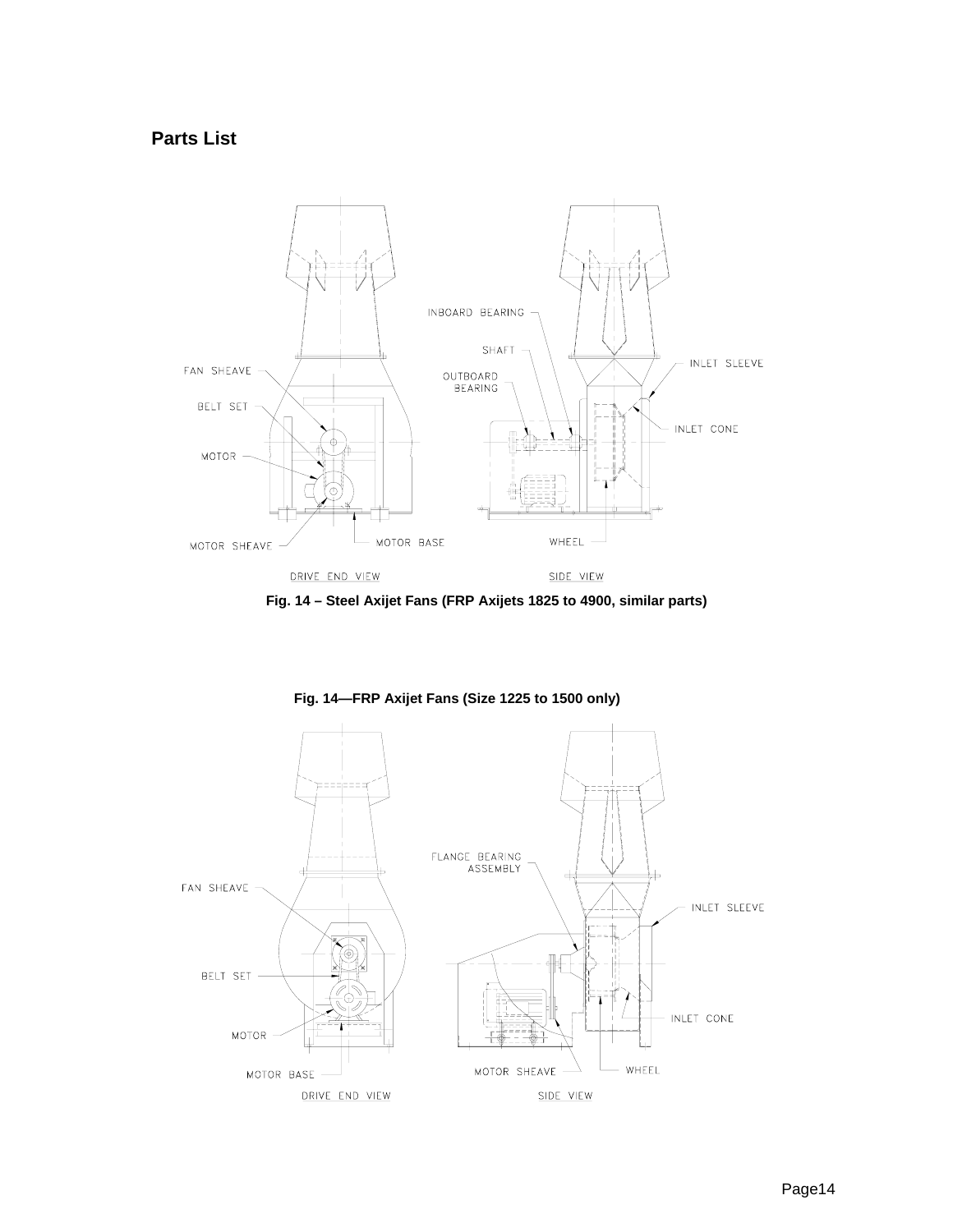## Parts List

INBOARD BEARING

SHAFT

FAN SHEAVE

OUTBOARD BEARING

INLET SLEEVE

BELT SET

INLET CONE

MOTOR

MOTOR SHEAVE

MOTOR BASE

WHEEL

DRIVE END VIEW

SIDE VIEW

**Fig. 14 – Steel Axijet Fans (FRP Axijets 1825 to 4900, similar parts)**

**Fig. 14—FRP Axijet Fans (Size 1225 to 1500 only)**

FLANGE BEARING ASSEMBLY

FAN SHEAVE

INLET SLEEVE

BELT SET

INLET CONE

MOTOR

MOTOR BASE

MOTOR SHEAVE

WHEEL

DRIVE END VIEW

SIDE VIEW